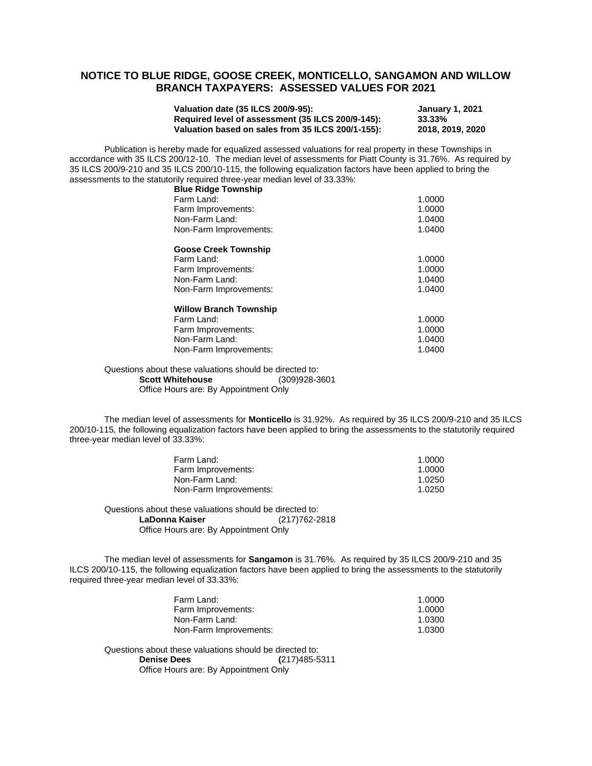# NOTICE TO BLUE RIDGE, GOOSE CREEK, MONTICELLO, SANGAMON AND WILLOW BRANCH TAXPAYERS: ASSESSED VALUES FOR 2021

| | |
|---|---|
| **Valuation date (35 ILCS 200/9-95):** | **January 1, 2021** |
| **Required level of assessment (35 ILCS 200/9-145):** | **33.33%** |
| **Valuation based on sales from 35 ILCS 200/1-155):** | **2018, 2019, 2020** |

Publication is hereby made for equalized assessed valuations for real property in these Townships in accordance with 35 ILCS 200/12-10. The median level of assessments for Piatt County is 31.76%. As required by 35 ILCS 200/9-210 and 35 ILCS 200/10-115, the following equalization factors have been applied to bring the assessments to the statutorily required three-year median level of 33.33%:

**Blue Ridge Township**

| | |
|---|---|
| Farm Land: | 1.0000 |
| Farm Improvements: | 1.0000 |
| Non-Farm Land: | 1.0400 |
| Non-Farm Improvements: | 1.0400 |

**Goose Creek Township**

| | |
|---|---|
| Farm Land: | 1.0000 |
| Farm Improvements: | 1.0000 |
| Non-Farm Land: | 1.0400 |
| Non-Farm Improvements: | 1.0400 |

**Willow Branch Township**

| | |
|---|---|
| Farm Land: | 1.0000 |
| Farm Improvements: | 1.0000 |
| Non-Farm Land: | 1.0400 |
| Non-Farm Improvements: | 1.0400 |

Questions about these valuations should be directed to:
**Scott Whitehouse** (309)928-3601
Office Hours are: By Appointment Only

The median level of assessments for **Monticello** is 31.92%. As required by 35 ILCS 200/9-210 and 35 ILCS 200/10-115, the following equalization factors have been applied to bring the assessments to the statutorily required three-year median level of 33.33%:

| | |
|---|---|
| Farm Land: | 1.0000 |
| Farm Improvements: | 1.0000 |
| Non-Farm Land: | 1.0250 |
| Non-Farm Improvements: | 1.0250 |

Questions about these valuations should be directed to:
**LaDonna Kaiser** (217)762-2818
Office Hours are: By Appointment Only

The median level of assessments for **Sangamon** is 31.76%. As required by 35 ILCS 200/9-210 and 35 ILCS 200/10-115, the following equalization factors have been applied to bring the assessments to the statutorily required three-year median level of 33.33%:

| | |
|---|---|
| Farm Land: | 1.0000 |
| Farm Improvements: | 1.0000 |
| Non-Farm Land: | 1.0300 |
| Non-Farm Improvements: | 1.0300 |

Questions about these valuations should be directed to:
**Denise Dees** **(**217)485-5311
Office Hours are: By Appointment Only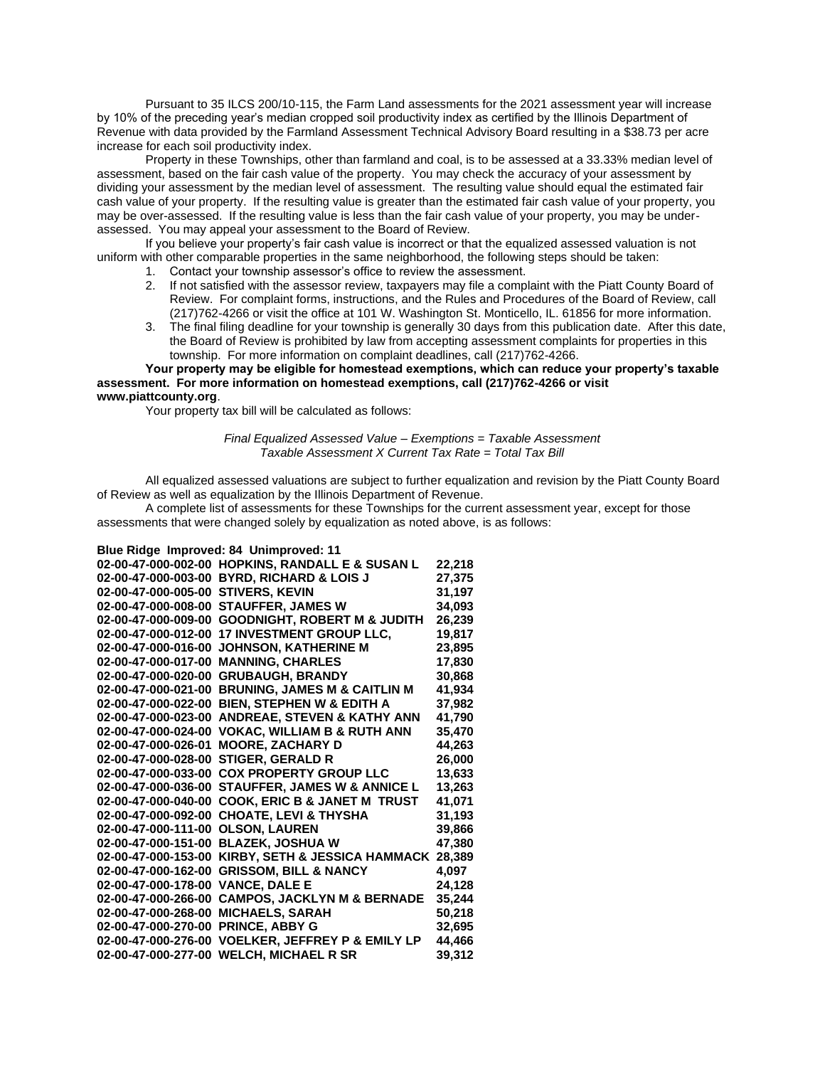Pursuant to 35 ILCS 200/10-115, the Farm Land assessments for the 2021 assessment year will increase by 10% of the preceding year's median cropped soil productivity index as certified by the Illinois Department of Revenue with data provided by the Farmland Assessment Technical Advisory Board resulting in a $38.73 per acre increase for each soil productivity index.

Property in these Townships, other than farmland and coal, is to be assessed at a 33.33% median level of assessment, based on the fair cash value of the property. You may check the accuracy of your assessment by dividing your assessment by the median level of assessment. The resulting value should equal the estimated fair cash value of your property. If the resulting value is greater than the estimated fair cash value of your property, you may be over-assessed. If the resulting value is less than the fair cash value of your property, you may be under-assessed. You may appeal your assessment to the Board of Review.

If you believe your property's fair cash value is incorrect or that the equalized assessed valuation is not uniform with other comparable properties in the same neighborhood, the following steps should be taken:

1. Contact your township assessor's office to review the assessment.
2. If not satisfied with the assessor review, taxpayers may file a complaint with the Piatt County Board of Review. For complaint forms, instructions, and the Rules and Procedures of the Board of Review, call (217)762-4266 or visit the office at 101 W. Washington St. Monticello, IL. 61856 for more information.
3. The final filing deadline for your township is generally 30 days from this publication date. After this date, the Board of Review is prohibited by law from accepting assessment complaints for properties in this township. For more information on complaint deadlines, call (217)762-4266.

**Your property may be eligible for homestead exemptions, which can reduce your property's taxable assessment. For more information on homestead exemptions, call (217)762-4266 or visit www.piattcounty.org**.

Your property tax bill will be calculated as follows:

*Final Equalized Assessed Value – Exemptions = Taxable Assessment*
*Taxable Assessment X Current Tax Rate = Total Tax Bill*

All equalized assessed valuations are subject to further equalization and revision by the Piatt County Board of Review as well as equalization by the Illinois Department of Revenue.

A complete list of assessments for these Townships for the current assessment year, except for those assessments that were changed solely by equalization as noted above, is as follows:

**Blue Ridge Improved: 84 Unimproved: 11**

| | | |
|---|---|---|
| 02-00-47-000-002-00 | HOPKINS, RANDALL E & SUSAN L | 22,218 |
| 02-00-47-000-003-00 | BYRD, RICHARD & LOIS J | 27,375 |
| 02-00-47-000-005-00 | STIVERS, KEVIN | 31,197 |
| 02-00-47-000-008-00 | STAUFFER, JAMES W | 34,093 |
| 02-00-47-000-009-00 | GOODNIGHT, ROBERT M & JUDITH | 26,239 |
| 02-00-47-000-012-00 | 17 INVESTMENT GROUP LLC, | 19,817 |
| 02-00-47-000-016-00 | JOHNSON, KATHERINE M | 23,895 |
| 02-00-47-000-017-00 | MANNING, CHARLES | 17,830 |
| 02-00-47-000-020-00 | GRUBAUGH, BRANDY | 30,868 |
| 02-00-47-000-021-00 | BRUNING, JAMES M & CAITLIN M | 41,934 |
| 02-00-47-000-022-00 | BIEN, STEPHEN W & EDITH A | 37,982 |
| 02-00-47-000-023-00 | ANDREAE, STEVEN & KATHY ANN | 41,790 |
| 02-00-47-000-024-00 | VOKAC, WILLIAM B & RUTH ANN | 35,470 |
| 02-00-47-000-026-01 | MOORE, ZACHARY D | 44,263 |
| 02-00-47-000-028-00 | STIGER, GERALD R | 26,000 |
| 02-00-47-000-033-00 | COX PROPERTY GROUP LLC | 13,633 |
| 02-00-47-000-036-00 | STAUFFER, JAMES W & ANNICE L | 13,263 |
| 02-00-47-000-040-00 | COOK, ERIC B & JANET M TRUST | 41,071 |
| 02-00-47-000-092-00 | CHOATE, LEVI & THYSHA | 31,193 |
| 02-00-47-000-111-00 | OLSON, LAUREN | 39,866 |
| 02-00-47-000-151-00 | BLAZEK, JOSHUA W | 47,380 |
| 02-00-47-000-153-00 | KIRBY, SETH & JESSICA HAMMACK | 28,389 |
| 02-00-47-000-162-00 | GRISSOM, BILL & NANCY | 4,097 |
| 02-00-47-000-178-00 | VANCE, DALE E | 24,128 |
| 02-00-47-000-266-00 | CAMPOS, JACKLYN M & BERNADE | 35,244 |
| 02-00-47-000-268-00 | MICHAELS, SARAH | 50,218 |
| 02-00-47-000-270-00 | PRINCE, ABBY G | 32,695 |
| 02-00-47-000-276-00 | VOELKER, JEFFREY P & EMILY LP | 44,466 |
| 02-00-47-000-277-00 | WELCH, MICHAEL R SR | 39,312 |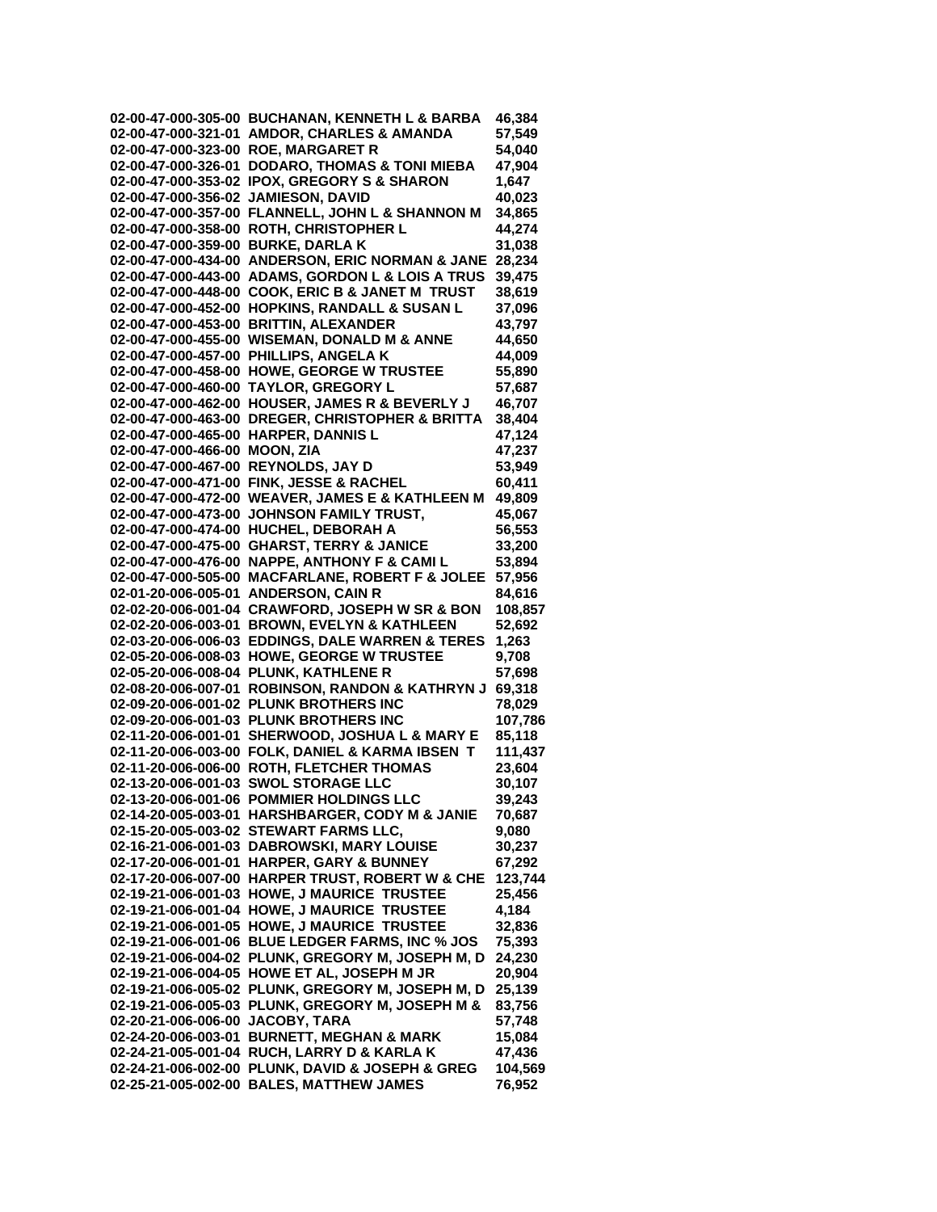| | | |
|---|---|---|
| 02-00-47-000-305-00 | BUCHANAN, KENNETH L & BARBA | 46,384 |
| 02-00-47-000-321-01 | AMDOR, CHARLES & AMANDA | 57,549 |
| 02-00-47-000-323-00 | ROE, MARGARET R | 54,040 |
| 02-00-47-000-326-01 | DODARO, THOMAS & TONI MIEBA | 47,904 |
| 02-00-47-000-353-02 | IPOX, GREGORY S & SHARON | 1,647 |
| 02-00-47-000-356-02 | JAMIESON, DAVID | 40,023 |
| 02-00-47-000-357-00 | FLANNELL, JOHN L & SHANNON M | 34,865 |
| 02-00-47-000-358-00 | ROTH, CHRISTOPHER L | 44,274 |
| 02-00-47-000-359-00 | BURKE, DARLA K | 31,038 |
| 02-00-47-000-434-00 | ANDERSON, ERIC NORMAN & JANE | 28,234 |
| 02-00-47-000-443-00 | ADAMS, GORDON L & LOIS A TRUS | 39,475 |
| 02-00-47-000-448-00 | COOK, ERIC B & JANET M TRUST | 38,619 |
| 02-00-47-000-452-00 | HOPKINS, RANDALL & SUSAN L | 37,096 |
| 02-00-47-000-453-00 | BRITTIN, ALEXANDER | 43,797 |
| 02-00-47-000-455-00 | WISEMAN, DONALD M & ANNE | 44,650 |
| 02-00-47-000-457-00 | PHILLIPS, ANGELA K | 44,009 |
| 02-00-47-000-458-00 | HOWE, GEORGE W TRUSTEE | 55,890 |
| 02-00-47-000-460-00 | TAYLOR, GREGORY L | 57,687 |
| 02-00-47-000-462-00 | HOUSER, JAMES R & BEVERLY J | 46,707 |
| 02-00-47-000-463-00 | DREGER, CHRISTOPHER & BRITTA | 38,404 |
| 02-00-47-000-465-00 | HARPER, DANNIS L | 47,124 |
| 02-00-47-000-466-00 | MOON, ZIA | 47,237 |
| 02-00-47-000-467-00 | REYNOLDS, JAY D | 53,949 |
| 02-00-47-000-471-00 | FINK, JESSE & RACHEL | 60,411 |
| 02-00-47-000-472-00 | WEAVER, JAMES E & KATHLEEN M | 49,809 |
| 02-00-47-000-473-00 | JOHNSON FAMILY TRUST, | 45,067 |
| 02-00-47-000-474-00 | HUCHEL, DEBORAH A | 56,553 |
| 02-00-47-000-475-00 | GHARST, TERRY & JANICE | 33,200 |
| 02-00-47-000-476-00 | NAPPE, ANTHONY F & CAMI L | 53,894 |
| 02-00-47-000-505-00 | MACFARLANE, ROBERT F & JOLEE | 57,956 |
| 02-01-20-006-005-01 | ANDERSON, CAIN R | 84,616 |
| 02-02-20-006-001-04 | CRAWFORD, JOSEPH W SR & BON | 108,857 |
| 02-02-20-006-003-01 | BROWN, EVELYN & KATHLEEN | 52,692 |
| 02-03-20-006-006-03 | EDDINGS, DALE WARREN & TERES | 1,263 |
| 02-05-20-006-008-03 | HOWE, GEORGE W TRUSTEE | 9,708 |
| 02-05-20-006-008-04 | PLUNK, KATHLENE R | 57,698 |
| 02-08-20-006-007-01 | ROBINSON, RANDON & KATHRYN J | 69,318 |
| 02-09-20-006-001-02 | PLUNK BROTHERS INC | 78,029 |
| 02-09-20-006-001-03 | PLUNK BROTHERS INC | 107,786 |
| 02-11-20-006-001-01 | SHERWOOD, JOSHUA L & MARY E | 85,118 |
| 02-11-20-006-003-00 | FOLK, DANIEL & KARMA IBSEN T | 111,437 |
| 02-11-20-006-006-00 | ROTH, FLETCHER THOMAS | 23,604 |
| 02-13-20-006-001-03 | SWOL STORAGE LLC | 30,107 |
| 02-13-20-006-001-06 | POMMIER HOLDINGS LLC | 39,243 |
| 02-14-20-005-003-01 | HARSHBARGER, CODY M & JANIE | 70,687 |
| 02-15-20-005-003-02 | STEWART FARMS LLC, | 9,080 |
| 02-16-21-006-001-03 | DABROWSKI, MARY LOUISE | 30,237 |
| 02-17-20-006-001-01 | HARPER, GARY & BUNNEY | 67,292 |
| 02-17-20-006-007-00 | HARPER TRUST, ROBERT W & CHE | 123,744 |
| 02-19-21-006-001-03 | HOWE, J MAURICE TRUSTEE | 25,456 |
| 02-19-21-006-001-04 | HOWE, J MAURICE TRUSTEE | 4,184 |
| 02-19-21-006-001-05 | HOWE, J MAURICE TRUSTEE | 32,836 |
| 02-19-21-006-001-06 | BLUE LEDGER FARMS, INC % JOS | 75,393 |
| 02-19-21-006-004-02 | PLUNK, GREGORY M, JOSEPH M, D | 24,230 |
| 02-19-21-006-004-05 | HOWE ET AL, JOSEPH M JR | 20,904 |
| 02-19-21-006-005-02 | PLUNK, GREGORY M, JOSEPH M, D | 25,139 |
| 02-19-21-006-005-03 | PLUNK, GREGORY M, JOSEPH M & | 83,756 |
| 02-20-21-006-006-00 | JACOBY, TARA | 57,748 |
| 02-24-20-006-003-01 | BURNETT, MEGHAN & MARK | 15,084 |
| 02-24-21-005-001-04 | RUCH, LARRY D & KARLA K | 47,436 |
| 02-24-21-006-002-00 | PLUNK, DAVID & JOSEPH & GREG | 104,569 |
| 02-25-21-005-002-00 | BALES, MATTHEW JAMES | 76,952 |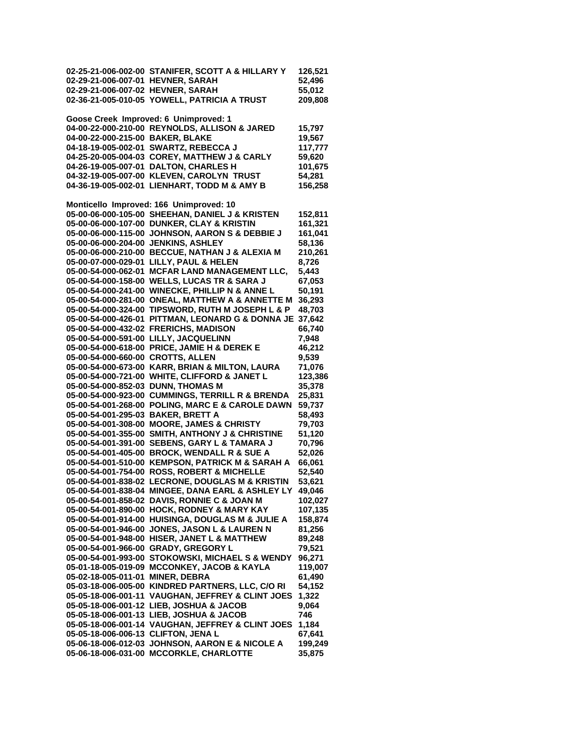| | | |
|---|---|---|
| 02-25-21-006-002-00 | STANIFER, SCOTT A & HILLARY Y | 126,521 |
| 02-29-21-006-007-01 | HEVNER, SARAH | 52,496 |
| 02-29-21-006-007-02 | HEVNER, SARAH | 55,012 |
| 02-36-21-005-010-05 | YOWELL, PATRICIA A TRUST | 209,808 |

**Goose Creek Improved: 6 Unimproved: 1**

| | | |
|---|---|---|
| 04-00-22-000-210-00 | REYNOLDS, ALLISON & JARED | 15,797 |
| 04-00-22-000-215-00 | BAKER, BLAKE | 19,567 |
| 04-18-19-005-002-01 | SWARTZ, REBECCA J | 117,777 |
| 04-25-20-005-004-03 | COREY, MATTHEW J & CARLY | 59,620 |
| 04-26-19-005-007-01 | DALTON, CHARLES H | 101,675 |
| 04-32-19-005-007-00 | KLEVEN, CAROLYN TRUST | 54,281 |
| 04-36-19-005-002-01 | LIENHART, TODD M & AMY B | 156,258 |

**Monticello Improved: 166 Unimproved: 10**

| | | |
|---|---|---|
| 05-00-06-000-105-00 | SHEEHAN, DANIEL J & KRISTEN | 152,811 |
| 05-00-06-000-107-00 | DUNKER, CLAY & KRISTIN | 161,321 |
| 05-00-06-000-115-00 | JOHNSON, AARON S & DEBBIE J | 161,041 |
| 05-00-06-000-204-00 | JENKINS, ASHLEY | 58,136 |
| 05-00-06-000-210-00 | BECCUE, NATHAN J & ALEXIA M | 210,261 |
| 05-00-07-000-029-01 | LILLY, PAUL & HELEN | 8,726 |
| 05-00-54-000-062-01 | MCFAR LAND MANAGEMENT LLC, | 5,443 |
| 05-00-54-000-158-00 | WELLS, LUCAS TR & SARA J | 67,053 |
| 05-00-54-000-241-00 | WINECKE, PHILLIP N & ANNE L | 50,191 |
| 05-00-54-000-281-00 | ONEAL, MATTHEW A & ANNETTE M | 36,293 |
| 05-00-54-000-324-00 | TIPSWORD, RUTH M JOSEPH L & P | 48,703 |
| 05-00-54-000-426-01 | PITTMAN, LEONARD G & DONNA JE | 37,642 |
| 05-00-54-000-432-02 | FRERICHS, MADISON | 66,740 |
| 05-00-54-000-591-00 | LILLY, JACQUELINN | 7,948 |
| 05-00-54-000-618-00 | PRICE, JAMIE H & DEREK E | 46,212 |
| 05-00-54-000-660-00 | CROTTS, ALLEN | 9,539 |
| 05-00-54-000-673-00 | KARR, BRIAN & MILTON, LAURA | 71,076 |
| 05-00-54-000-721-00 | WHITE, CLIFFORD & JANET L | 123,386 |
| 05-00-54-000-852-03 | DUNN, THOMAS M | 35,378 |
| 05-00-54-000-923-00 | CUMMINGS, TERRILL R & BRENDA | 25,831 |
| 05-00-54-001-268-00 | POLING, MARC E & CAROLE DAWN | 59,737 |
| 05-00-54-001-295-03 | BAKER, BRETT A | 58,493 |
| 05-00-54-001-308-00 | MOORE, JAMES & CHRISTY | 79,703 |
| 05-00-54-001-355-00 | SMITH, ANTHONY J & CHRISTINE | 51,120 |
| 05-00-54-001-391-00 | SEBENS, GARY L & TAMARA J | 70,796 |
| 05-00-54-001-405-00 | BROCK, WENDALL R & SUE A | 52,026 |
| 05-00-54-001-510-00 | KEMPSON, PATRICK M & SARAH A | 66,061 |
| 05-00-54-001-754-00 | ROSS, ROBERT & MICHELLE | 52,540 |
| 05-00-54-001-838-02 | LECRONE, DOUGLAS M & KRISTIN | 53,621 |
| 05-00-54-001-838-04 | MINGEE, DANA EARL & ASHLEY LY | 49,046 |
| 05-00-54-001-858-02 | DAVIS, RONNIE C & JOAN M | 102,027 |
| 05-00-54-001-890-00 | HOCK, RODNEY & MARY KAY | 107,135 |
| 05-00-54-001-914-00 | HUISINGA, DOUGLAS M & JULIE A | 158,874 |
| 05-00-54-001-946-00 | JONES, JASON L & LAUREN N | 81,256 |
| 05-00-54-001-948-00 | HISER, JANET L & MATTHEW | 89,248 |
| 05-00-54-001-966-00 | GRADY, GREGORY L | 79,521 |
| 05-00-54-001-993-00 | STOKOWSKI, MICHAEL S & WENDY | 96,271 |
| 05-01-18-005-019-09 | MCCONKEY, JACOB & KAYLA | 119,007 |
| 05-02-18-005-011-01 | MINER, DEBRA | 61,490 |
| 05-03-18-006-005-00 | KINDRED PARTNERS, LLC, C/O RI | 54,152 |
| 05-05-18-006-001-11 | VAUGHAN, JEFFREY & CLINT JOES | 1,322 |
| 05-05-18-006-001-12 | LIEB, JOSHUA & JACOB | 9,064 |
| 05-05-18-006-001-13 | LIEB, JOSHUA & JACOB | 746 |
| 05-05-18-006-001-14 | VAUGHAN, JEFFREY & CLINT JOES | 1,184 |
| 05-05-18-006-006-13 | CLIFTON, JENA L | 67,641 |
| 05-06-18-006-012-03 | JOHNSON, AARON E & NICOLE A | 199,249 |
| 05-06-18-006-031-00 | MCCORKLE, CHARLOTTE | 35,875 |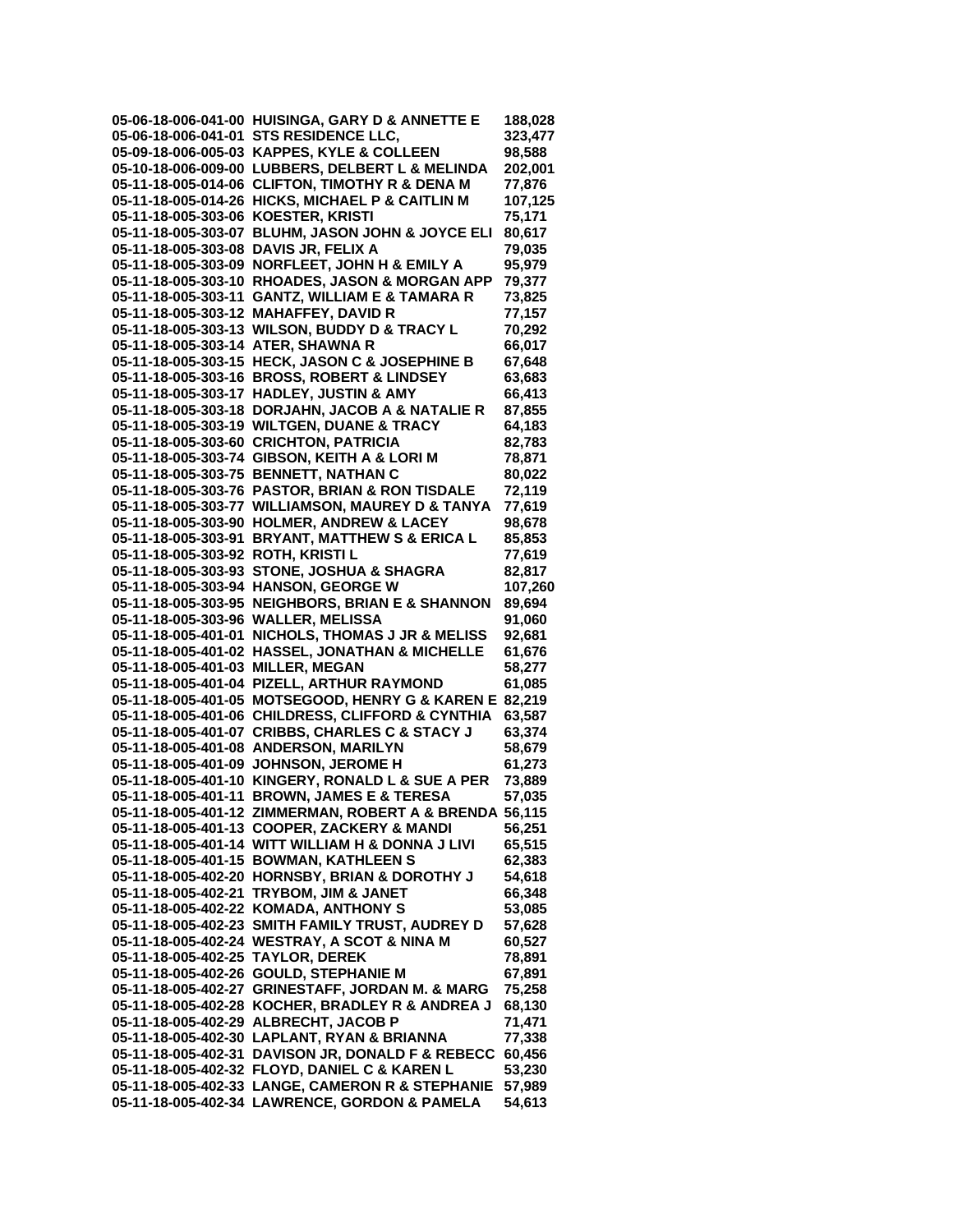| | | |
|---|---|---|
| 05-06-18-006-041-00 | HUISINGA, GARY D & ANNETTE E | 188,028 |
| 05-06-18-006-041-01 | STS RESIDENCE LLC, | 323,477 |
| 05-09-18-006-005-03 | KAPPES, KYLE & COLLEEN | 98,588 |
| 05-10-18-006-009-00 | LUBBERS, DELBERT L & MELINDA | 202,001 |
| 05-11-18-005-014-06 | CLIFTON, TIMOTHY R & DENA M | 77,876 |
| 05-11-18-005-014-26 | HICKS, MICHAEL P & CAITLIN M | 107,125 |
| 05-11-18-005-303-06 | KOESTER, KRISTI | 75,171 |
| 05-11-18-005-303-07 | BLUHM, JASON JOHN & JOYCE ELI | 80,617 |
| 05-11-18-005-303-08 | DAVIS JR, FELIX A | 79,035 |
| 05-11-18-005-303-09 | NORFLEET, JOHN H & EMILY A | 95,979 |
| 05-11-18-005-303-10 | RHOADES, JASON & MORGAN APP | 79,377 |
| 05-11-18-005-303-11 | GANTZ, WILLIAM E & TAMARA R | 73,825 |
| 05-11-18-005-303-12 | MAHAFFEY, DAVID R | 77,157 |
| 05-11-18-005-303-13 | WILSON, BUDDY D & TRACY L | 70,292 |
| 05-11-18-005-303-14 | ATER, SHAWNA R | 66,017 |
| 05-11-18-005-303-15 | HECK, JASON C & JOSEPHINE B | 67,648 |
| 05-11-18-005-303-16 | BROSS, ROBERT & LINDSEY | 63,683 |
| 05-11-18-005-303-17 | HADLEY, JUSTIN & AMY | 66,413 |
| 05-11-18-005-303-18 | DORJAHN, JACOB A & NATALIE R | 87,855 |
| 05-11-18-005-303-19 | WILTGEN, DUANE & TRACY | 64,183 |
| 05-11-18-005-303-60 | CRICHTON, PATRICIA | 82,783 |
| 05-11-18-005-303-74 | GIBSON, KEITH A & LORI M | 78,871 |
| 05-11-18-005-303-75 | BENNETT, NATHAN C | 80,022 |
| 05-11-18-005-303-76 | PASTOR, BRIAN & RON TISDALE | 72,119 |
| 05-11-18-005-303-77 | WILLIAMSON, MAUREY D & TANYA | 77,619 |
| 05-11-18-005-303-90 | HOLMER, ANDREW & LACEY | 98,678 |
| 05-11-18-005-303-91 | BRYANT, MATTHEW S & ERICA L | 85,853 |
| 05-11-18-005-303-92 | ROTH, KRISTI L | 77,619 |
| 05-11-18-005-303-93 | STONE, JOSHUA & SHAGRA | 82,817 |
| 05-11-18-005-303-94 | HANSON, GEORGE W | 107,260 |
| 05-11-18-005-303-95 | NEIGHBORS, BRIAN E & SHANNON | 89,694 |
| 05-11-18-005-303-96 | WALLER, MELISSA | 91,060 |
| 05-11-18-005-401-01 | NICHOLS, THOMAS J JR & MELISS | 92,681 |
| 05-11-18-005-401-02 | HASSEL, JONATHAN & MICHELLE | 61,676 |
| 05-11-18-005-401-03 | MILLER, MEGAN | 58,277 |
| 05-11-18-005-401-04 | PIZELL, ARTHUR RAYMOND | 61,085 |
| 05-11-18-005-401-05 | MOTSEGOOD, HENRY G & KAREN E | 82,219 |
| 05-11-18-005-401-06 | CHILDRESS, CLIFFORD & CYNTHIA | 63,587 |
| 05-11-18-005-401-07 | CRIBBS, CHARLES C & STACY J | 63,374 |
| 05-11-18-005-401-08 | ANDERSON, MARILYN | 58,679 |
| 05-11-18-005-401-09 | JOHNSON, JEROME H | 61,273 |
| 05-11-18-005-401-10 | KINGERY, RONALD L & SUE A PER | 73,889 |
| 05-11-18-005-401-11 | BROWN, JAMES E & TERESA | 57,035 |
| 05-11-18-005-401-12 | ZIMMERMAN, ROBERT A & BRENDA | 56,115 |
| 05-11-18-005-401-13 | COOPER, ZACKERY & MANDI | 56,251 |
| 05-11-18-005-401-14 | WITT WILLIAM H & DONNA J LIVI | 65,515 |
| 05-11-18-005-401-15 | BOWMAN, KATHLEEN S | 62,383 |
| 05-11-18-005-402-20 | HORNSBY, BRIAN & DOROTHY J | 54,618 |
| 05-11-18-005-402-21 | TRYBOM, JIM & JANET | 66,348 |
| 05-11-18-005-402-22 | KOMADA, ANTHONY S | 53,085 |
| 05-11-18-005-402-23 | SMITH FAMILY TRUST, AUDREY D | 57,628 |
| 05-11-18-005-402-24 | WESTRAY, A SCOT & NINA M | 60,527 |
| 05-11-18-005-402-25 | TAYLOR, DEREK | 78,891 |
| 05-11-18-005-402-26 | GOULD, STEPHANIE M | 67,891 |
| 05-11-18-005-402-27 | GRINESTAFF, JORDAN M. & MARG | 75,258 |
| 05-11-18-005-402-28 | KOCHER, BRADLEY R & ANDREA J | 68,130 |
| 05-11-18-005-402-29 | ALBRECHT, JACOB P | 71,471 |
| 05-11-18-005-402-30 | LAPLANT, RYAN & BRIANNA | 77,338 |
| 05-11-18-005-402-31 | DAVISON JR, DONALD F & REBECC | 60,456 |
| 05-11-18-005-402-32 | FLOYD, DANIEL C & KAREN L | 53,230 |
| 05-11-18-005-402-33 | LANGE, CAMERON R & STEPHANIE | 57,989 |
| 05-11-18-005-402-34 | LAWRENCE, GORDON & PAMELA | 54,613 |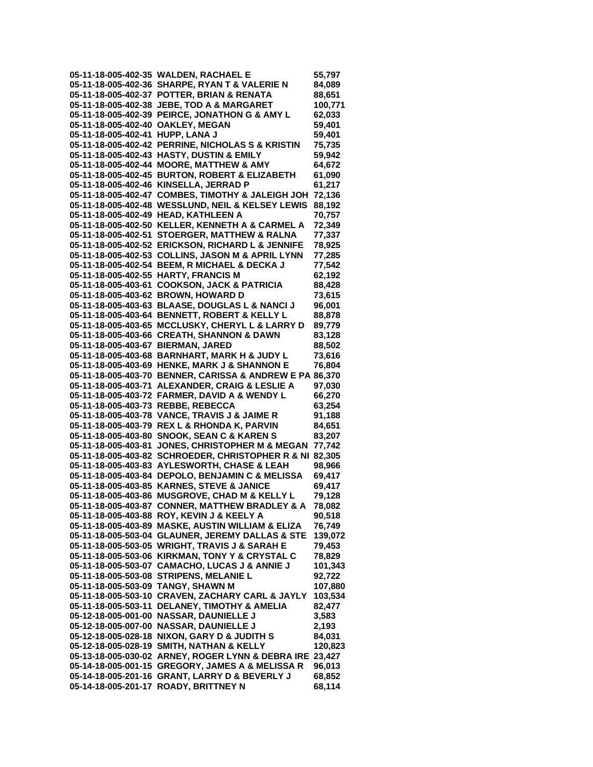| | | |
|---|---|---|
| 05-11-18-005-402-35 | WALDEN, RACHAEL E | 55,797 |
| 05-11-18-005-402-36 | SHARPE, RYAN T & VALERIE N | 84,089 |
| 05-11-18-005-402-37 | POTTER, BRIAN & RENATA | 88,651 |
| 05-11-18-005-402-38 | JEBE, TOD A & MARGARET | 100,771 |
| 05-11-18-005-402-39 | PEIRCE, JONATHON G & AMY L | 62,033 |
| 05-11-18-005-402-40 | OAKLEY, MEGAN | 59,401 |
| 05-11-18-005-402-41 | HUPP, LANA J | 59,401 |
| 05-11-18-005-402-42 | PERRINE, NICHOLAS S & KRISTIN | 75,735 |
| 05-11-18-005-402-43 | HASTY, DUSTIN & EMILY | 59,942 |
| 05-11-18-005-402-44 | MOORE, MATTHEW & AMY | 64,672 |
| 05-11-18-005-402-45 | BURTON, ROBERT & ELIZABETH | 61,090 |
| 05-11-18-005-402-46 | KINSELLA, JERRAD P | 61,217 |
| 05-11-18-005-402-47 | COMBES, TIMOTHY & JALEIGH JOH | 72,136 |
| 05-11-18-005-402-48 | WESSLUND, NEIL & KELSEY LEWIS | 88,192 |
| 05-11-18-005-402-49 | HEAD, KATHLEEN A | 70,757 |
| 05-11-18-005-402-50 | KELLER, KENNETH A & CARMEL A | 72,349 |
| 05-11-18-005-402-51 | STOERGER, MATTHEW & RALNA | 77,337 |
| 05-11-18-005-402-52 | ERICKSON, RICHARD L & JENNIFE | 78,925 |
| 05-11-18-005-402-53 | COLLINS, JASON M & APRIL LYNN | 77,285 |
| 05-11-18-005-402-54 | BEEM, R MICHAEL & DECKA J | 77,542 |
| 05-11-18-005-402-55 | HARTY, FRANCIS M | 62,192 |
| 05-11-18-005-403-61 | COOKSON, JACK & PATRICIA | 88,428 |
| 05-11-18-005-403-62 | BROWN, HOWARD D | 73,615 |
| 05-11-18-005-403-63 | BLAASE, DOUGLAS L & NANCI J | 96,001 |
| 05-11-18-005-403-64 | BENNETT, ROBERT & KELLY L | 88,878 |
| 05-11-18-005-403-65 | MCCLUSKY, CHERYL L & LARRY D | 89,779 |
| 05-11-18-005-403-66 | CREATH, SHANNON & DAWN | 83,128 |
| 05-11-18-005-403-67 | BIERMAN, JARED | 88,502 |
| 05-11-18-005-403-68 | BARNHART, MARK H & JUDY L | 73,616 |
| 05-11-18-005-403-69 | HENKE, MARK J & SHANNON E | 76,804 |
| 05-11-18-005-403-70 | BENNER, CARISSA & ANDREW E PA | 86,370 |
| 05-11-18-005-403-71 | ALEXANDER, CRAIG & LESLIE A | 97,030 |
| 05-11-18-005-403-72 | FARMER, DAVID A & WENDY L | 66,270 |
| 05-11-18-005-403-73 | REBBE, REBECCA | 63,254 |
| 05-11-18-005-403-78 | VANCE, TRAVIS J & JAIME R | 91,188 |
| 05-11-18-005-403-79 | REX L & RHONDA K, PARVIN | 84,651 |
| 05-11-18-005-403-80 | SNOOK, SEAN C & KAREN S | 83,207 |
| 05-11-18-005-403-81 | JONES, CHRISTOPHER M & MEGAN | 77,742 |
| 05-11-18-005-403-82 | SCHROEDER, CHRISTOPHER R & NI | 82,305 |
| 05-11-18-005-403-83 | AYLESWORTH, CHASE & LEAH | 98,966 |
| 05-11-18-005-403-84 | DEPOLO, BENJAMIN C & MELISSA | 69,417 |
| 05-11-18-005-403-85 | KARNES, STEVE & JANICE | 69,417 |
| 05-11-18-005-403-86 | MUSGROVE, CHAD M & KELLY L | 79,128 |
| 05-11-18-005-403-87 | CONNER, MATTHEW BRADLEY & A | 78,082 |
| 05-11-18-005-403-88 | ROY, KEVIN J & KEELY A | 90,518 |
| 05-11-18-005-403-89 | MASKE, AUSTIN WILLIAM & ELIZA | 76,749 |
| 05-11-18-005-503-04 | GLAUNER, JEREMY DALLAS & STE | 139,072 |
| 05-11-18-005-503-05 | WRIGHT, TRAVIS J & SARAH E | 79,453 |
| 05-11-18-005-503-06 | KIRKMAN, TONY Y & CRYSTAL C | 78,829 |
| 05-11-18-005-503-07 | CAMACHO, LUCAS J & ANNIE J | 101,343 |
| 05-11-18-005-503-08 | STRIPENS, MELANIE L | 92,722 |
| 05-11-18-005-503-09 | TANGY, SHAWN M | 107,880 |
| 05-11-18-005-503-10 | CRAVEN, ZACHARY CARL & JAYLY | 103,534 |
| 05-11-18-005-503-11 | DELANEY, TIMOTHY & AMELIA | 82,477 |
| 05-12-18-005-001-00 | NASSAR, DAUNIELLE J | 3,583 |
| 05-12-18-005-007-00 | NASSAR, DAUNIELLE J | 2,193 |
| 05-12-18-005-028-18 | NIXON, GARY D & JUDITH S | 84,031 |
| 05-12-18-005-028-19 | SMITH, NATHAN & KELLY | 120,823 |
| 05-13-18-005-030-02 | ARNEY, ROGER LYNN & DEBRA IRE | 23,427 |
| 05-14-18-005-001-15 | GREGORY, JAMES A & MELISSA R | 96,013 |
| 05-14-18-005-201-16 | GRANT, LARRY D & BEVERLY J | 68,852 |
| 05-14-18-005-201-17 | ROADY, BRITTNEY N | 68,114 |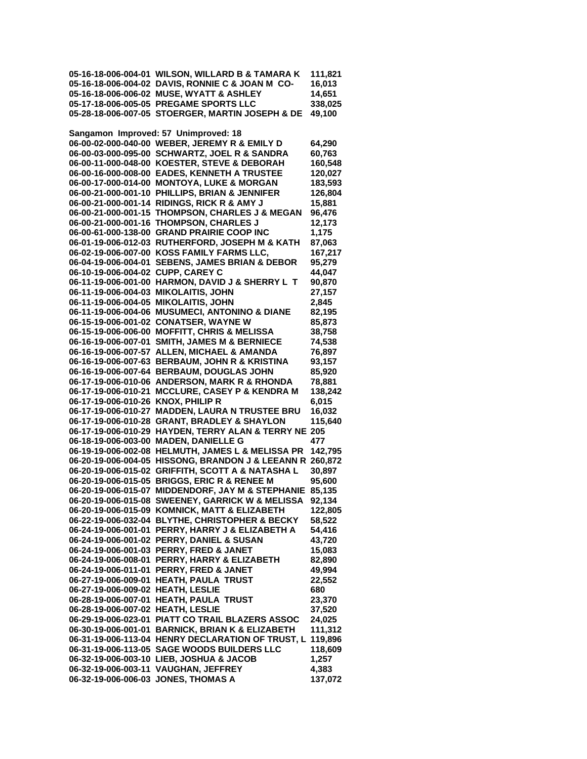| | | |
|---|---|---|
| 05-16-18-006-004-01 | WILSON, WILLARD B & TAMARA K | 111,821 |
| 05-16-18-006-004-02 | DAVIS, RONNIE C & JOAN M CO- | 16,013 |
| 05-16-18-006-006-02 | MUSE, WYATT & ASHLEY | 14,651 |
| 05-17-18-006-005-05 | PREGAME SPORTS LLC | 338,025 |
| 05-28-18-006-007-05 | STOERGER, MARTIN JOSEPH & DE | 49,100 |

**Sangamon Improved: 57 Unimproved: 18**

| | | |
|---|---|---|
| 06-00-02-000-040-00 | WEBER, JEREMY R & EMILY D | 64,290 |
| 06-00-03-000-095-00 | SCHWARTZ, JOEL R & SANDRA | 60,763 |
| 06-00-11-000-048-00 | KOESTER, STEVE & DEBORAH | 160,548 |
| 06-00-16-000-008-00 | EADES, KENNETH A TRUSTEE | 120,027 |
| 06-00-17-000-014-00 | MONTOYA, LUKE & MORGAN | 183,593 |
| 06-00-21-000-001-10 | PHILLIPS, BRIAN & JENNIFER | 126,804 |
| 06-00-21-000-001-14 | RIDINGS, RICK R & AMY J | 15,881 |
| 06-00-21-000-001-15 | THOMPSON, CHARLES J & MEGAN | 96,476 |
| 06-00-21-000-001-16 | THOMPSON, CHARLES J | 12,173 |
| 06-00-61-000-138-00 | GRAND PRAIRIE COOP INC | 1,175 |
| 06-01-19-006-012-03 | RUTHERFORD, JOSEPH M & KATH | 87,063 |
| 06-02-19-006-007-00 | KOSS FAMILY FARMS LLC, | 167,217 |
| 06-04-19-006-004-01 | SEBENS, JAMES BRIAN & DEBOR | 95,279 |
| 06-10-19-006-004-02 | CUPP, CAREY C | 44,047 |
| 06-11-19-006-001-00 | HARMON, DAVID J & SHERRY L T | 90,870 |
| 06-11-19-006-004-03 | MIKOLAITIS, JOHN | 27,157 |
| 06-11-19-006-004-05 | MIKOLAITIS, JOHN | 2,845 |
| 06-11-19-006-004-06 | MUSUMECI, ANTONINO & DIANE | 82,195 |
| 06-15-19-006-001-02 | CONATSER, WAYNE W | 85,873 |
| 06-15-19-006-006-00 | MOFFITT, CHRIS & MELISSA | 38,758 |
| 06-16-19-006-007-01 | SMITH, JAMES M & BERNIECE | 74,538 |
| 06-16-19-006-007-57 | ALLEN, MICHAEL & AMANDA | 76,897 |
| 06-16-19-006-007-63 | BERBAUM, JOHN R & KRISTINA | 93,157 |
| 06-16-19-006-007-64 | BERBAUM, DOUGLAS JOHN | 85,920 |
| 06-17-19-006-010-06 | ANDERSON, MARK R & RHONDA | 78,881 |
| 06-17-19-006-010-21 | MCCLURE, CASEY P & KENDRA M | 138,242 |
| 06-17-19-006-010-26 | KNOX, PHILIP R | 6,015 |
| 06-17-19-006-010-27 | MADDEN, LAURA N TRUSTEE BRU | 16,032 |
| 06-17-19-006-010-28 | GRANT, BRADLEY & SHAYLON | 115,640 |
| 06-17-19-006-010-29 | HAYDEN, TERRY ALAN & TERRY NE | 205 |
| 06-18-19-006-003-00 | MADEN, DANIELLE G | 477 |
| 06-19-19-006-002-08 | HELMUTH, JAMES L & MELISSA PR | 142,795 |
| 06-20-19-006-004-05 | HISSONG, BRANDON J & LEEANN R | 260,872 |
| 06-20-19-006-015-02 | GRIFFITH, SCOTT A & NATASHA L | 30,897 |
| 06-20-19-006-015-05 | BRIGGS, ERIC R & RENEE M | 95,600 |
| 06-20-19-006-015-07 | MIDDENDORF, JAY M & STEPHANIE | 85,135 |
| 06-20-19-006-015-08 | SWEENEY, GARRICK W & MELISSA | 92,134 |
| 06-20-19-006-015-09 | KOMNICK, MATT & ELIZABETH | 122,805 |
| 06-22-19-006-032-04 | BLYTHE, CHRISTOPHER & BECKY | 58,522 |
| 06-24-19-006-001-01 | PERRY, HARRY J & ELIZABETH A | 54,416 |
| 06-24-19-006-001-02 | PERRY, DANIEL & SUSAN | 43,720 |
| 06-24-19-006-001-03 | PERRY, FRED & JANET | 15,083 |
| 06-24-19-006-008-01 | PERRY, HARRY & ELIZABETH | 82,890 |
| 06-24-19-006-011-01 | PERRY, FRED & JANET | 49,994 |
| 06-27-19-006-009-01 | HEATH, PAULA TRUST | 22,552 |
| 06-27-19-006-009-02 | HEATH, LESLIE | 680 |
| 06-28-19-006-007-01 | HEATH, PAULA TRUST | 23,370 |
| 06-28-19-006-007-02 | HEATH, LESLIE | 37,520 |
| 06-29-19-006-023-01 | PIATT CO TRAIL BLAZERS ASSOC | 24,025 |
| 06-30-19-006-001-01 | BARNICK, BRIAN K & ELIZABETH | 111,312 |
| 06-31-19-006-113-04 | HENRY DECLARATION OF TRUST, L | 119,896 |
| 06-31-19-006-113-05 | SAGE WOODS BUILDERS LLC | 118,609 |
| 06-32-19-006-003-10 | LIEB, JOSHUA & JACOB | 1,257 |
| 06-32-19-006-003-11 | VAUGHAN, JEFFREY | 4,383 |
| 06-32-19-006-006-03 | JONES, THOMAS A | 137,072 |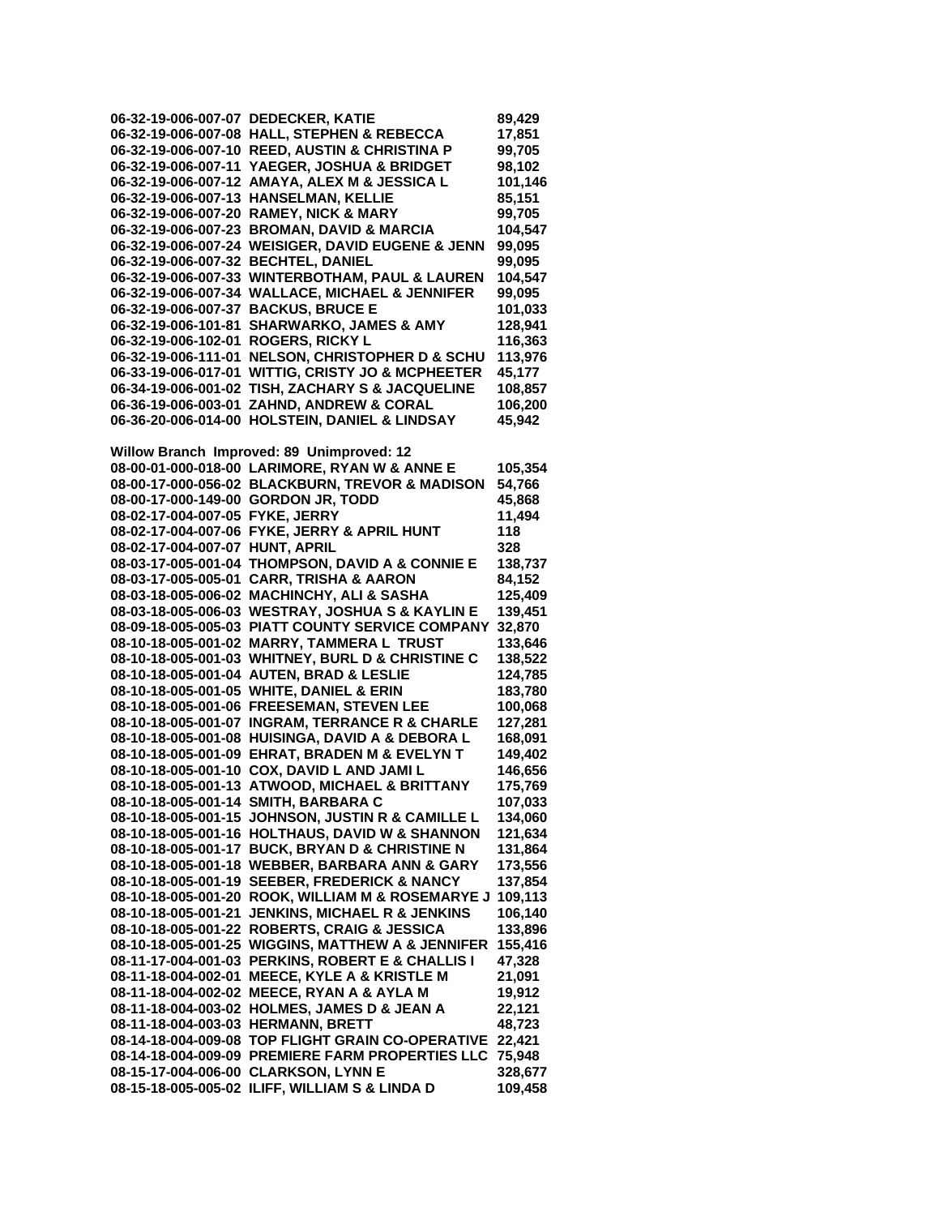| | | |
|---|---|---|
| 06-32-19-006-007-07 | DEDECKER, KATIE | 89,429 |
| 06-32-19-006-007-08 | HALL, STEPHEN & REBECCA | 17,851 |
| 06-32-19-006-007-10 | REED, AUSTIN & CHRISTINA P | 99,705 |
| 06-32-19-006-007-11 | YAEGER, JOSHUA & BRIDGET | 98,102 |
| 06-32-19-006-007-12 | AMAYA, ALEX M & JESSICA L | 101,146 |
| 06-32-19-006-007-13 | HANSELMAN, KELLIE | 85,151 |
| 06-32-19-006-007-20 | RAMEY, NICK & MARY | 99,705 |
| 06-32-19-006-007-23 | BROMAN, DAVID & MARCIA | 104,547 |
| 06-32-19-006-007-24 | WEISIGER, DAVID EUGENE & JENN | 99,095 |
| 06-32-19-006-007-32 | BECHTEL, DANIEL | 99,095 |
| 06-32-19-006-007-33 | WINTERBOTHAM, PAUL & LAUREN | 104,547 |
| 06-32-19-006-007-34 | WALLACE, MICHAEL & JENNIFER | 99,095 |
| 06-32-19-006-007-37 | BACKUS, BRUCE E | 101,033 |
| 06-32-19-006-101-81 | SHARWARKO, JAMES & AMY | 128,941 |
| 06-32-19-006-102-01 | ROGERS, RICKY L | 116,363 |
| 06-32-19-006-111-01 | NELSON, CHRISTOPHER D & SCHU | 113,976 |
| 06-33-19-006-017-01 | WITTIG, CRISTY JO & MCPHEETER | 45,177 |
| 06-34-19-006-001-02 | TISH, ZACHARY S & JACQUELINE | 108,857 |
| 06-36-19-006-003-01 | ZAHND, ANDREW & CORAL | 106,200 |
| 06-36-20-006-014-00 | HOLSTEIN, DANIEL & LINDSAY | 45,942 |

**Willow Branch Improved: 89 Unimproved: 12**

| | | |
|---|---|---|
| 08-00-01-000-018-00 | LARIMORE, RYAN W & ANNE E | 105,354 |
| 08-00-17-000-056-02 | BLACKBURN, TREVOR & MADISON | 54,766 |
| 08-00-17-000-149-00 | GORDON JR, TODD | 45,868 |
| 08-02-17-004-007-05 | FYKE, JERRY | 11,494 |
| 08-02-17-004-007-06 | FYKE, JERRY & APRIL HUNT | 118 |
| 08-02-17-004-007-07 | HUNT, APRIL | 328 |
| 08-03-17-005-001-04 | THOMPSON, DAVID A & CONNIE E | 138,737 |
| 08-03-17-005-005-01 | CARR, TRISHA & AARON | 84,152 |
| 08-03-18-005-006-02 | MACHINCHY, ALI & SASHA | 125,409 |
| 08-03-18-005-006-03 | WESTRAY, JOSHUA S & KAYLIN E | 139,451 |
| 08-09-18-005-005-03 | PIATT COUNTY SERVICE COMPANY | 32,870 |
| 08-10-18-005-001-02 | MARRY, TAMMERA L TRUST | 133,646 |
| 08-10-18-005-001-03 | WHITNEY, BURL D & CHRISTINE C | 138,522 |
| 08-10-18-005-001-04 | AUTEN, BRAD & LESLIE | 124,785 |
| 08-10-18-005-001-05 | WHITE, DANIEL & ERIN | 183,780 |
| 08-10-18-005-001-06 | FREESEMAN, STEVEN LEE | 100,068 |
| 08-10-18-005-001-07 | INGRAM, TERRANCE R & CHARLE | 127,281 |
| 08-10-18-005-001-08 | HUISINGA, DAVID A & DEBORA L | 168,091 |
| 08-10-18-005-001-09 | EHRAT, BRADEN M & EVELYN T | 149,402 |
| 08-10-18-005-001-10 | COX, DAVID L AND JAMI L | 146,656 |
| 08-10-18-005-001-13 | ATWOOD, MICHAEL & BRITTANY | 175,769 |
| 08-10-18-005-001-14 | SMITH, BARBARA C | 107,033 |
| 08-10-18-005-001-15 | JOHNSON, JUSTIN R & CAMILLE L | 134,060 |
| 08-10-18-005-001-16 | HOLTHAUS, DAVID W & SHANNON | 121,634 |
| 08-10-18-005-001-17 | BUCK, BRYAN D & CHRISTINE N | 131,864 |
| 08-10-18-005-001-18 | WEBBER, BARBARA ANN & GARY | 173,556 |
| 08-10-18-005-001-19 | SEEBER, FREDERICK & NANCY | 137,854 |
| 08-10-18-005-001-20 | ROOK, WILLIAM M & ROSEMARYE J | 109,113 |
| 08-10-18-005-001-21 | JENKINS, MICHAEL R & JENKINS | 106,140 |
| 08-10-18-005-001-22 | ROBERTS, CRAIG & JESSICA | 133,896 |
| 08-10-18-005-001-25 | WIGGINS, MATTHEW A & JENNIFER | 155,416 |
| 08-11-17-004-001-03 | PERKINS, ROBERT E & CHALLIS I | 47,328 |
| 08-11-18-004-002-01 | MEECE, KYLE A & KRISTLE M | 21,091 |
| 08-11-18-004-002-02 | MEECE, RYAN A & AYLA M | 19,912 |
| 08-11-18-004-003-02 | HOLMES, JAMES D & JEAN A | 22,121 |
| 08-11-18-004-003-03 | HERMANN, BRETT | 48,723 |
| 08-14-18-004-009-08 | TOP FLIGHT GRAIN CO-OPERATIVE | 22,421 |
| 08-14-18-004-009-09 | PREMIERE FARM PROPERTIES LLC | 75,948 |
| 08-15-17-004-006-00 | CLARKSON, LYNN E | 328,677 |
| 08-15-18-005-005-02 | ILIFF, WILLIAM S & LINDA D | 109,458 |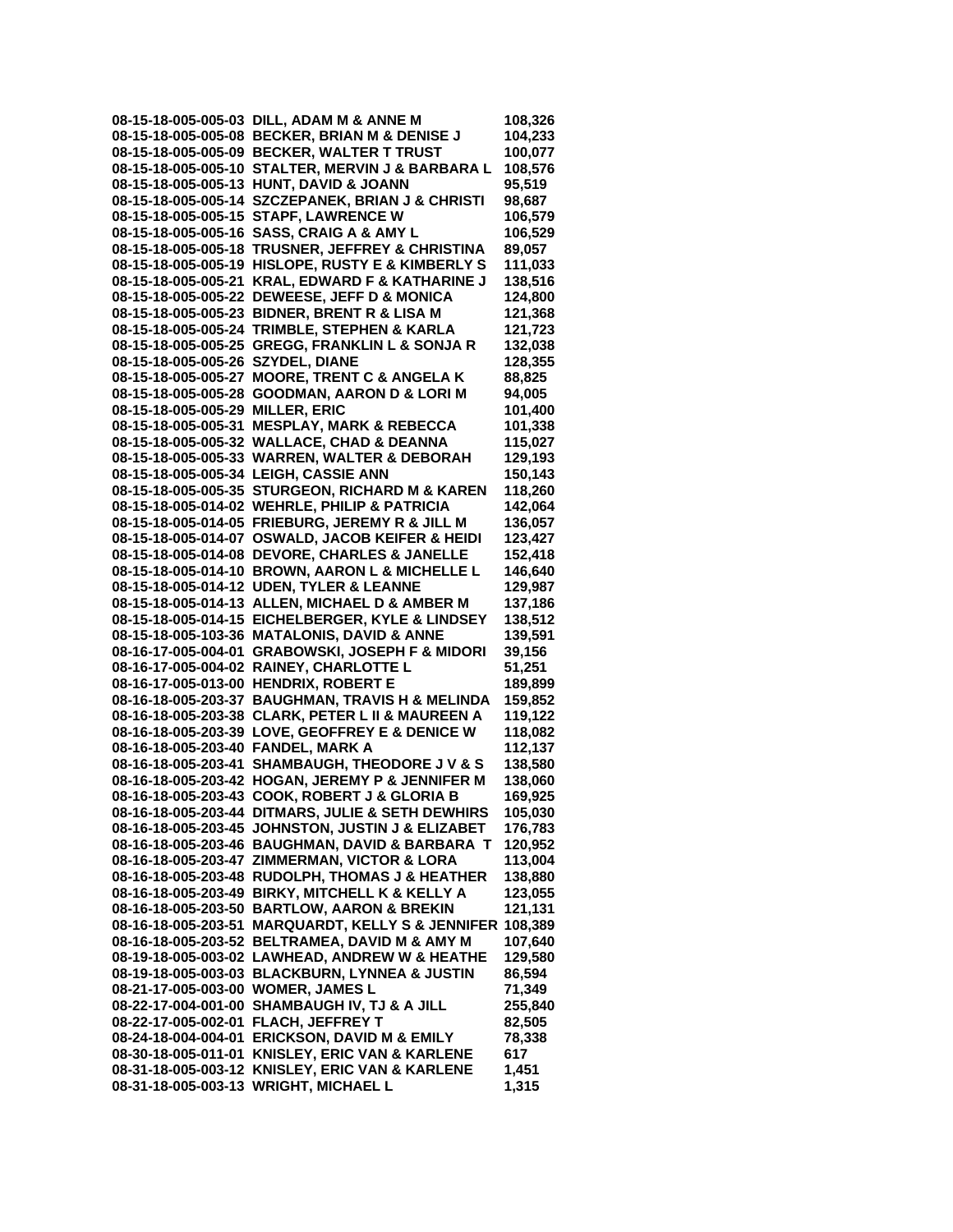| | | |
|---|---|---|
| 08-15-18-005-005-03 | DILL, ADAM M & ANNE M | 108,326 |
| 08-15-18-005-005-08 | BECKER, BRIAN M & DENISE J | 104,233 |
| 08-15-18-005-005-09 | BECKER, WALTER T TRUST | 100,077 |
| 08-15-18-005-005-10 | STALTER, MERVIN J & BARBARA L | 108,576 |
| 08-15-18-005-005-13 | HUNT, DAVID & JOANN | 95,519 |
| 08-15-18-005-005-14 | SZCZEPANEK, BRIAN J & CHRISTI | 98,687 |
| 08-15-18-005-005-15 | STAPF, LAWRENCE W | 106,579 |
| 08-15-18-005-005-16 | SASS, CRAIG A & AMY L | 106,529 |
| 08-15-18-005-005-18 | TRUSNER, JEFFREY & CHRISTINA | 89,057 |
| 08-15-18-005-005-19 | HISLOPE, RUSTY E & KIMBERLY S | 111,033 |
| 08-15-18-005-005-21 | KRAL, EDWARD F & KATHARINE J | 138,516 |
| 08-15-18-005-005-22 | DEWEESE, JEFF D & MONICA | 124,800 |
| 08-15-18-005-005-23 | BIDNER, BRENT R & LISA M | 121,368 |
| 08-15-18-005-005-24 | TRIMBLE, STEPHEN & KARLA | 121,723 |
| 08-15-18-005-005-25 | GREGG, FRANKLIN L & SONJA R | 132,038 |
| 08-15-18-005-005-26 | SZYDEL, DIANE | 128,355 |
| 08-15-18-005-005-27 | MOORE, TRENT C & ANGELA K | 88,825 |
| 08-15-18-005-005-28 | GOODMAN, AARON D & LORI M | 94,005 |
| 08-15-18-005-005-29 | MILLER, ERIC | 101,400 |
| 08-15-18-005-005-31 | MESPLAY, MARK & REBECCA | 101,338 |
| 08-15-18-005-005-32 | WALLACE, CHAD & DEANNA | 115,027 |
| 08-15-18-005-005-33 | WARREN, WALTER & DEBORAH | 129,193 |
| 08-15-18-005-005-34 | LEIGH, CASSIE ANN | 150,143 |
| 08-15-18-005-005-35 | STURGEON, RICHARD M & KAREN | 118,260 |
| 08-15-18-005-014-02 | WEHRLE, PHILIP & PATRICIA | 142,064 |
| 08-15-18-005-014-05 | FRIEBURG, JEREMY R & JILL M | 136,057 |
| 08-15-18-005-014-07 | OSWALD, JACOB KEIFER & HEIDI | 123,427 |
| 08-15-18-005-014-08 | DEVORE, CHARLES & JANELLE | 152,418 |
| 08-15-18-005-014-10 | BROWN, AARON L & MICHELLE L | 146,640 |
| 08-15-18-005-014-12 | UDEN, TYLER & LEANNE | 129,987 |
| 08-15-18-005-014-13 | ALLEN, MICHAEL D & AMBER M | 137,186 |
| 08-15-18-005-014-15 | EICHELBERGER, KYLE & LINDSEY | 138,512 |
| 08-15-18-005-103-36 | MATALONIS, DAVID & ANNE | 139,591 |
| 08-16-17-005-004-01 | GRABOWSKI, JOSEPH F & MIDORI | 39,156 |
| 08-16-17-005-004-02 | RAINEY, CHARLOTTE L | 51,251 |
| 08-16-17-005-013-00 | HENDRIX, ROBERT E | 189,899 |
| 08-16-18-005-203-37 | BAUGHMAN, TRAVIS H & MELINDA | 159,852 |
| 08-16-18-005-203-38 | CLARK, PETER L II & MAUREEN A | 119,122 |
| 08-16-18-005-203-39 | LOVE, GEOFFREY E & DENICE W | 118,082 |
| 08-16-18-005-203-40 | FANDEL, MARK A | 112,137 |
| 08-16-18-005-203-41 | SHAMBAUGH, THEODORE J V & S | 138,580 |
| 08-16-18-005-203-42 | HOGAN, JEREMY P & JENNIFER M | 138,060 |
| 08-16-18-005-203-43 | COOK, ROBERT J & GLORIA B | 169,925 |
| 08-16-18-005-203-44 | DITMARS, JULIE & SETH DEWHIRS | 105,030 |
| 08-16-18-005-203-45 | JOHNSTON, JUSTIN J & ELIZABET | 176,783 |
| 08-16-18-005-203-46 | BAUGHMAN, DAVID & BARBARA T | 120,952 |
| 08-16-18-005-203-47 | ZIMMERMAN, VICTOR & LORA | 113,004 |
| 08-16-18-005-203-48 | RUDOLPH, THOMAS J & HEATHER | 138,880 |
| 08-16-18-005-203-49 | BIRKY, MITCHELL K & KELLY A | 123,055 |
| 08-16-18-005-203-50 | BARTLOW, AARON & BREKIN | 121,131 |
| 08-16-18-005-203-51 | MARQUARDT, KELLY S & JENNIFER | 108,389 |
| 08-16-18-005-203-52 | BELTRAMEA, DAVID M & AMY M | 107,640 |
| 08-19-18-005-003-02 | LAWHEAD, ANDREW W & HEATHE | 129,580 |
| 08-19-18-005-003-03 | BLACKBURN, LYNNEA & JUSTIN | 86,594 |
| 08-21-17-005-003-00 | WOMER, JAMES L | 71,349 |
| 08-22-17-004-001-00 | SHAMBAUGH IV, TJ & A JILL | 255,840 |
| 08-22-17-005-002-01 | FLACH, JEFFREY T | 82,505 |
| 08-24-18-004-004-01 | ERICKSON, DAVID M & EMILY | 78,338 |
| 08-30-18-005-011-01 | KNISLEY, ERIC VAN & KARLENE | 617 |
| 08-31-18-005-003-12 | KNISLEY, ERIC VAN & KARLENE | 1,451 |
| 08-31-18-005-003-13 | WRIGHT, MICHAEL L | 1,315 |